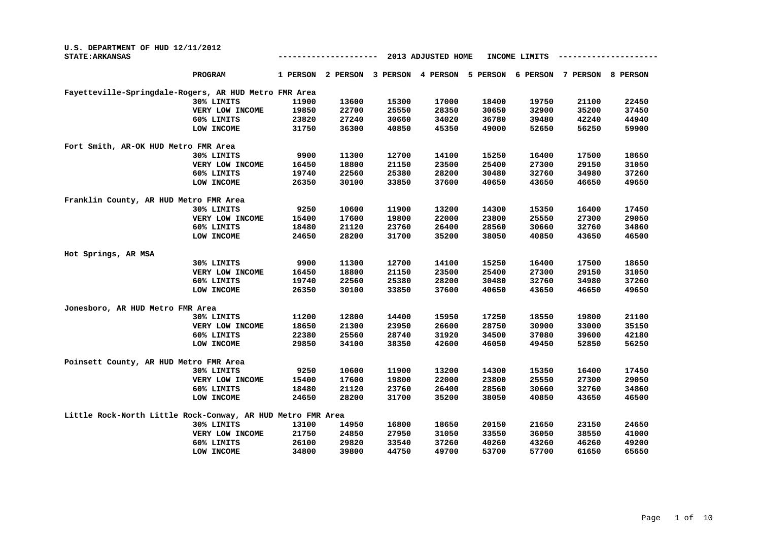U.S. DEPARTMENT OF HUD 12/11/2012
STATE:ARKANSAS

2013 ADJUSTED HOME INCOME LIMITS

| | PROGRAM | 1 PERSON | 2 PERSON | 3 PERSON | 4 PERSON | 5 PERSON | 6 PERSON | 7 PERSON | 8 PERSON |
|---|---|---|---|---|---|---|---|---|---|
| Fayetteville-Springdale-Rogers, AR HUD Metro FMR Area | | | | | | | | | |
| | 30% LIMITS | 11900 | 13600 | 15300 | 17000 | 18400 | 19750 | 21100 | 22450 |
| | VERY LOW INCOME | 19850 | 22700 | 25550 | 28350 | 30650 | 32900 | 35200 | 37450 |
| | 60% LIMITS | 23820 | 27240 | 30660 | 34020 | 36780 | 39480 | 42240 | 44940 |
| | LOW INCOME | 31750 | 36300 | 40850 | 45350 | 49000 | 52650 | 56250 | 59900 |
| Fort Smith, AR-OK HUD Metro FMR Area | | | | | | | | | |
| | 30% LIMITS | 9900 | 11300 | 12700 | 14100 | 15250 | 16400 | 17500 | 18650 |
| | VERY LOW INCOME | 16450 | 18800 | 21150 | 23500 | 25400 | 27300 | 29150 | 31050 |
| | 60% LIMITS | 19740 | 22560 | 25380 | 28200 | 30480 | 32760 | 34980 | 37260 |
| | LOW INCOME | 26350 | 30100 | 33850 | 37600 | 40650 | 43650 | 46650 | 49650 |
| Franklin County, AR HUD Metro FMR Area | | | | | | | | | |
| | 30% LIMITS | 9250 | 10600 | 11900 | 13200 | 14300 | 15350 | 16400 | 17450 |
| | VERY LOW INCOME | 15400 | 17600 | 19800 | 22000 | 23800 | 25550 | 27300 | 29050 |
| | 60% LIMITS | 18480 | 21120 | 23760 | 26400 | 28560 | 30660 | 32760 | 34860 |
| | LOW INCOME | 24650 | 28200 | 31700 | 35200 | 38050 | 40850 | 43650 | 46500 |
| Hot Springs, AR MSA | | | | | | | | | |
| | 30% LIMITS | 9900 | 11300 | 12700 | 14100 | 15250 | 16400 | 17500 | 18650 |
| | VERY LOW INCOME | 16450 | 18800 | 21150 | 23500 | 25400 | 27300 | 29150 | 31050 |
| | 60% LIMITS | 19740 | 22560 | 25380 | 28200 | 30480 | 32760 | 34980 | 37260 |
| | LOW INCOME | 26350 | 30100 | 33850 | 37600 | 40650 | 43650 | 46650 | 49650 |
| Jonesboro, AR HUD Metro FMR Area | | | | | | | | | |
| | 30% LIMITS | 11200 | 12800 | 14400 | 15950 | 17250 | 18550 | 19800 | 21100 |
| | VERY LOW INCOME | 18650 | 21300 | 23950 | 26600 | 28750 | 30900 | 33000 | 35150 |
| | 60% LIMITS | 22380 | 25560 | 28740 | 31920 | 34500 | 37080 | 39600 | 42180 |
| | LOW INCOME | 29850 | 34100 | 38350 | 42600 | 46050 | 49450 | 52850 | 56250 |
| Poinsett County, AR HUD Metro FMR Area | | | | | | | | | |
| | 30% LIMITS | 9250 | 10600 | 11900 | 13200 | 14300 | 15350 | 16400 | 17450 |
| | VERY LOW INCOME | 15400 | 17600 | 19800 | 22000 | 23800 | 25550 | 27300 | 29050 |
| | 60% LIMITS | 18480 | 21120 | 23760 | 26400 | 28560 | 30660 | 32760 | 34860 |
| | LOW INCOME | 24650 | 28200 | 31700 | 35200 | 38050 | 40850 | 43650 | 46500 |
| Little Rock-North Little Rock-Conway, AR HUD Metro FMR Area | | | | | | | | | |
| | 30% LIMITS | 13100 | 14950 | 16800 | 18650 | 20150 | 21650 | 23150 | 24650 |
| | VERY LOW INCOME | 21750 | 24850 | 27950 | 31050 | 33550 | 36050 | 38550 | 41000 |
| | 60% LIMITS | 26100 | 29820 | 33540 | 37260 | 40260 | 43260 | 46260 | 49200 |
| | LOW INCOME | 34800 | 39800 | 44750 | 49700 | 53700 | 57700 | 61650 | 65650 |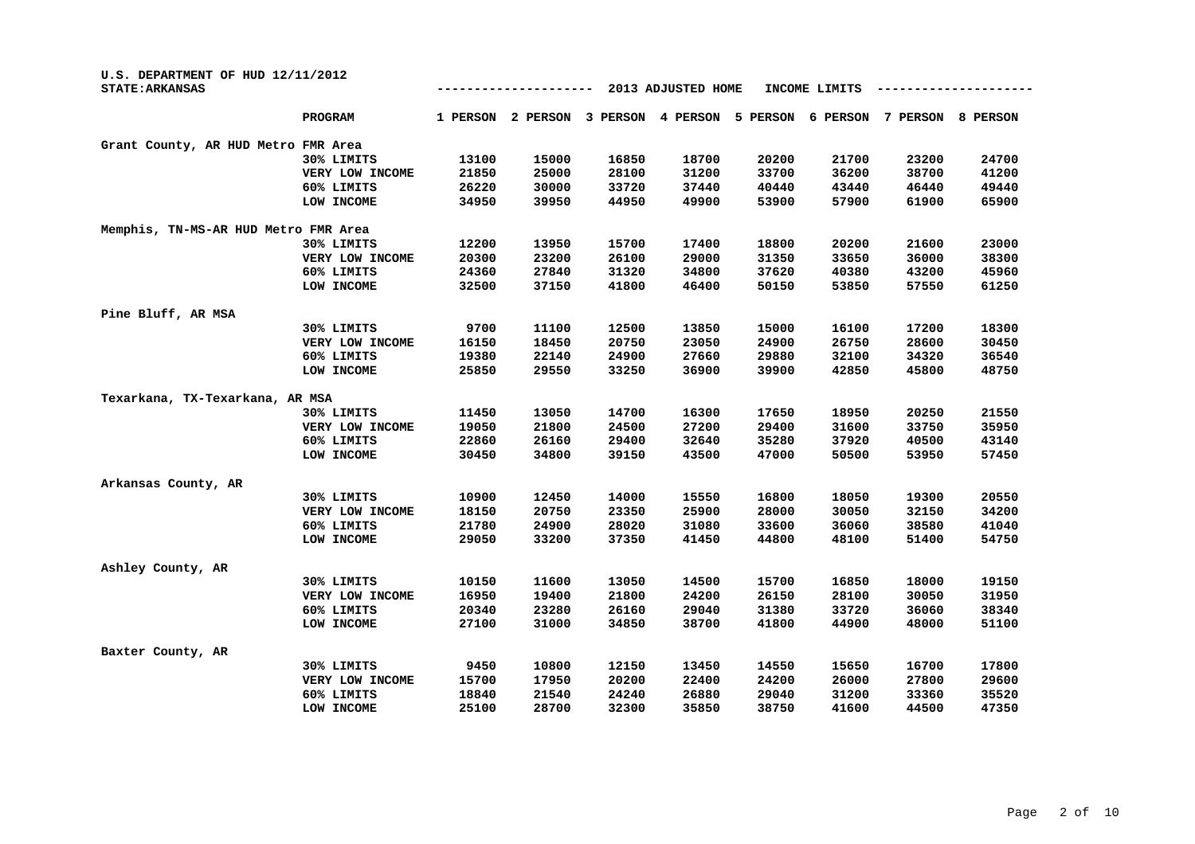U.S. DEPARTMENT OF HUD 12/11/2012
STATE:ARKANSAS

2013 ADJUSTED HOME INCOME LIMITS

| | PROGRAM | 1 PERSON | 2 PERSON | 3 PERSON | 4 PERSON | 5 PERSON | 6 PERSON | 7 PERSON | 8 PERSON |
|---|---|---|---|---|---|---|---|---|---|
| Grant County, AR HUD Metro FMR Area | | | | | | | | | |
| | 30% LIMITS | 13100 | 15000 | 16850 | 18700 | 20200 | 21700 | 23200 | 24700 |
| | VERY LOW INCOME | 21850 | 25000 | 28100 | 31200 | 33700 | 36200 | 38700 | 41200 |
| | 60% LIMITS | 26220 | 30000 | 33720 | 37440 | 40440 | 43440 | 46440 | 49440 |
| | LOW INCOME | 34950 | 39950 | 44950 | 49900 | 53900 | 57900 | 61900 | 65900 |
| Memphis, TN-MS-AR HUD Metro FMR Area | | | | | | | | | |
| | 30% LIMITS | 12200 | 13950 | 15700 | 17400 | 18800 | 20200 | 21600 | 23000 |
| | VERY LOW INCOME | 20300 | 23200 | 26100 | 29000 | 31350 | 33650 | 36000 | 38300 |
| | 60% LIMITS | 24360 | 27840 | 31320 | 34800 | 37620 | 40380 | 43200 | 45960 |
| | LOW INCOME | 32500 | 37150 | 41800 | 46400 | 50150 | 53850 | 57550 | 61250 |
| Pine Bluff, AR MSA | | | | | | | | | |
| | 30% LIMITS | 9700 | 11100 | 12500 | 13850 | 15000 | 16100 | 17200 | 18300 |
| | VERY LOW INCOME | 16150 | 18450 | 20750 | 23050 | 24900 | 26750 | 28600 | 30450 |
| | 60% LIMITS | 19380 | 22140 | 24900 | 27660 | 29880 | 32100 | 34320 | 36540 |
| | LOW INCOME | 25850 | 29550 | 33250 | 36900 | 39900 | 42850 | 45800 | 48750 |
| Texarkana, TX-Texarkana, AR MSA | | | | | | | | | |
| | 30% LIMITS | 11450 | 13050 | 14700 | 16300 | 17650 | 18950 | 20250 | 21550 |
| | VERY LOW INCOME | 19050 | 21800 | 24500 | 27200 | 29400 | 31600 | 33750 | 35950 |
| | 60% LIMITS | 22860 | 26160 | 29400 | 32640 | 35280 | 37920 | 40500 | 43140 |
| | LOW INCOME | 30450 | 34800 | 39150 | 43500 | 47000 | 50500 | 53950 | 57450 |
| Arkansas County, AR | | | | | | | | | |
| | 30% LIMITS | 10900 | 12450 | 14000 | 15550 | 16800 | 18050 | 19300 | 20550 |
| | VERY LOW INCOME | 18150 | 20750 | 23350 | 25900 | 28000 | 30050 | 32150 | 34200 |
| | 60% LIMITS | 21780 | 24900 | 28020 | 31080 | 33600 | 36060 | 38580 | 41040 |
| | LOW INCOME | 29050 | 33200 | 37350 | 41450 | 44800 | 48100 | 51400 | 54750 |
| Ashley County, AR | | | | | | | | | |
| | 30% LIMITS | 10150 | 11600 | 13050 | 14500 | 15700 | 16850 | 18000 | 19150 |
| | VERY LOW INCOME | 16950 | 19400 | 21800 | 24200 | 26150 | 28100 | 30050 | 31950 |
| | 60% LIMITS | 20340 | 23280 | 26160 | 29040 | 31380 | 33720 | 36060 | 38340 |
| | LOW INCOME | 27100 | 31000 | 34850 | 38700 | 41800 | 44900 | 48000 | 51100 |
| Baxter County, AR | | | | | | | | | |
| | 30% LIMITS | 9450 | 10800 | 12150 | 13450 | 14550 | 15650 | 16700 | 17800 |
| | VERY LOW INCOME | 15700 | 17950 | 20200 | 22400 | 24200 | 26000 | 27800 | 29600 |
| | 60% LIMITS | 18840 | 21540 | 24240 | 26880 | 29040 | 31200 | 33360 | 35520 |
| | LOW INCOME | 25100 | 28700 | 32300 | 35850 | 38750 | 41600 | 44500 | 47350 |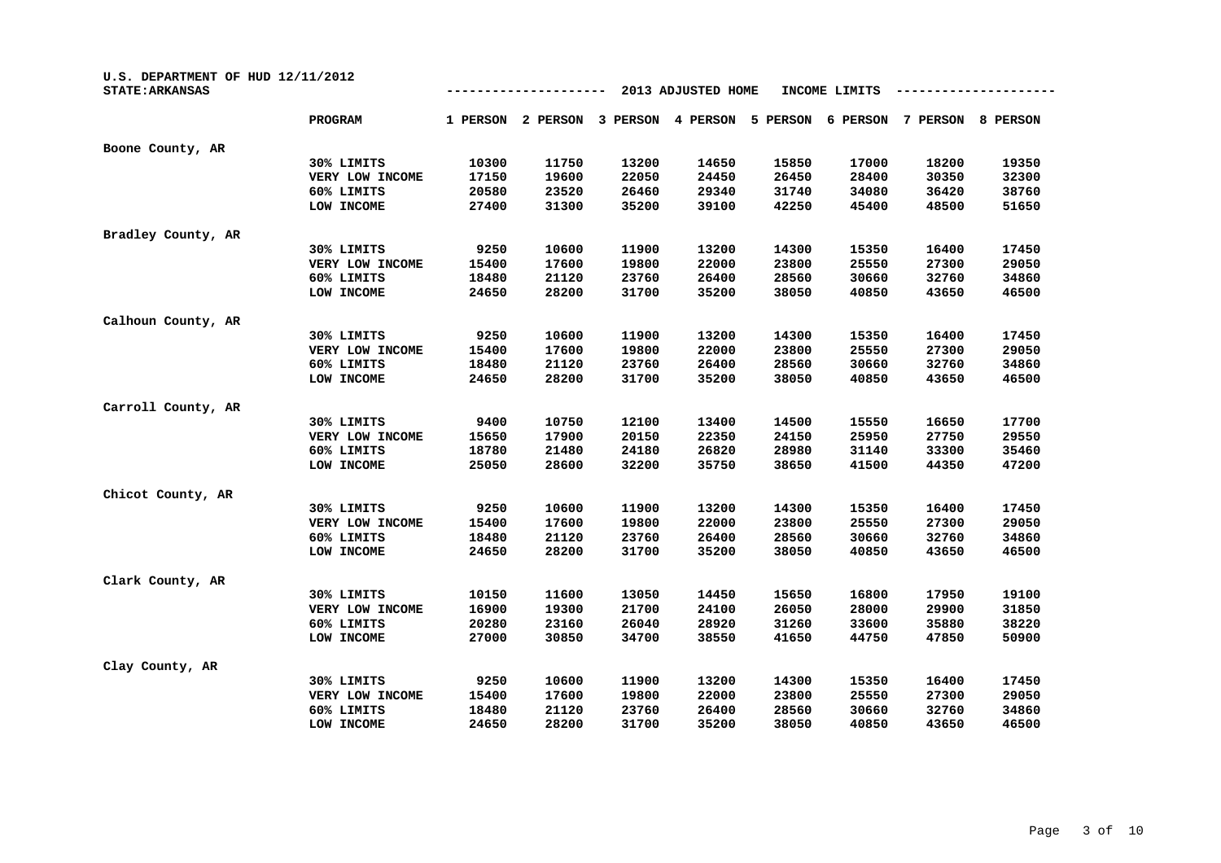U.S. DEPARTMENT OF HUD 12/11/2012
STATE:ARKANSAS

--------------------- 2013 ADJUSTED HOME INCOME LIMITS ---------------------

| | PROGRAM | 1 PERSON | 2 PERSON | 3 PERSON | 4 PERSON | 5 PERSON | 6 PERSON | 7 PERSON | 8 PERSON |
|---|---|---|---|---|---|---|---|---|---|
| Boone County, AR | | | | | | | | | |
| | 30% LIMITS | 10300 | 11750 | 13200 | 14650 | 15850 | 17000 | 18200 | 19350 |
| | VERY LOW INCOME | 17150 | 19600 | 22050 | 24450 | 26450 | 28400 | 30350 | 32300 |
| | 60% LIMITS | 20580 | 23520 | 26460 | 29340 | 31740 | 34080 | 36420 | 38760 |
| | LOW INCOME | 27400 | 31300 | 35200 | 39100 | 42250 | 45400 | 48500 | 51650 |
| Bradley County, AR | | | | | | | | | |
| | 30% LIMITS | 9250 | 10600 | 11900 | 13200 | 14300 | 15350 | 16400 | 17450 |
| | VERY LOW INCOME | 15400 | 17600 | 19800 | 22000 | 23800 | 25550 | 27300 | 29050 |
| | 60% LIMITS | 18480 | 21120 | 23760 | 26400 | 28560 | 30660 | 32760 | 34860 |
| | LOW INCOME | 24650 | 28200 | 31700 | 35200 | 38050 | 40850 | 43650 | 46500 |
| Calhoun County, AR | | | | | | | | | |
| | 30% LIMITS | 9250 | 10600 | 11900 | 13200 | 14300 | 15350 | 16400 | 17450 |
| | VERY LOW INCOME | 15400 | 17600 | 19800 | 22000 | 23800 | 25550 | 27300 | 29050 |
| | 60% LIMITS | 18480 | 21120 | 23760 | 26400 | 28560 | 30660 | 32760 | 34860 |
| | LOW INCOME | 24650 | 28200 | 31700 | 35200 | 38050 | 40850 | 43650 | 46500 |
| Carroll County, AR | | | | | | | | | |
| | 30% LIMITS | 9400 | 10750 | 12100 | 13400 | 14500 | 15550 | 16650 | 17700 |
| | VERY LOW INCOME | 15650 | 17900 | 20150 | 22350 | 24150 | 25950 | 27750 | 29550 |
| | 60% LIMITS | 18780 | 21480 | 24180 | 26820 | 28980 | 31140 | 33300 | 35460 |
| | LOW INCOME | 25050 | 28600 | 32200 | 35750 | 38650 | 41500 | 44350 | 47200 |
| Chicot County, AR | | | | | | | | | |
| | 30% LIMITS | 9250 | 10600 | 11900 | 13200 | 14300 | 15350 | 16400 | 17450 |
| | VERY LOW INCOME | 15400 | 17600 | 19800 | 22000 | 23800 | 25550 | 27300 | 29050 |
| | 60% LIMITS | 18480 | 21120 | 23760 | 26400 | 28560 | 30660 | 32760 | 34860 |
| | LOW INCOME | 24650 | 28200 | 31700 | 35200 | 38050 | 40850 | 43650 | 46500 |
| Clark County, AR | | | | | | | | | |
| | 30% LIMITS | 10150 | 11600 | 13050 | 14450 | 15650 | 16800 | 17950 | 19100 |
| | VERY LOW INCOME | 16900 | 19300 | 21700 | 24100 | 26050 | 28000 | 29900 | 31850 |
| | 60% LIMITS | 20280 | 23160 | 26040 | 28920 | 31260 | 33600 | 35880 | 38220 |
| | LOW INCOME | 27000 | 30850 | 34700 | 38550 | 41650 | 44750 | 47850 | 50900 |
| Clay County, AR | | | | | | | | | |
| | 30% LIMITS | 9250 | 10600 | 11900 | 13200 | 14300 | 15350 | 16400 | 17450 |
| | VERY LOW INCOME | 15400 | 17600 | 19800 | 22000 | 23800 | 25550 | 27300 | 29050 |
| | 60% LIMITS | 18480 | 21120 | 23760 | 26400 | 28560 | 30660 | 32760 | 34860 |
| | LOW INCOME | 24650 | 28200 | 31700 | 35200 | 38050 | 40850 | 43650 | 46500 |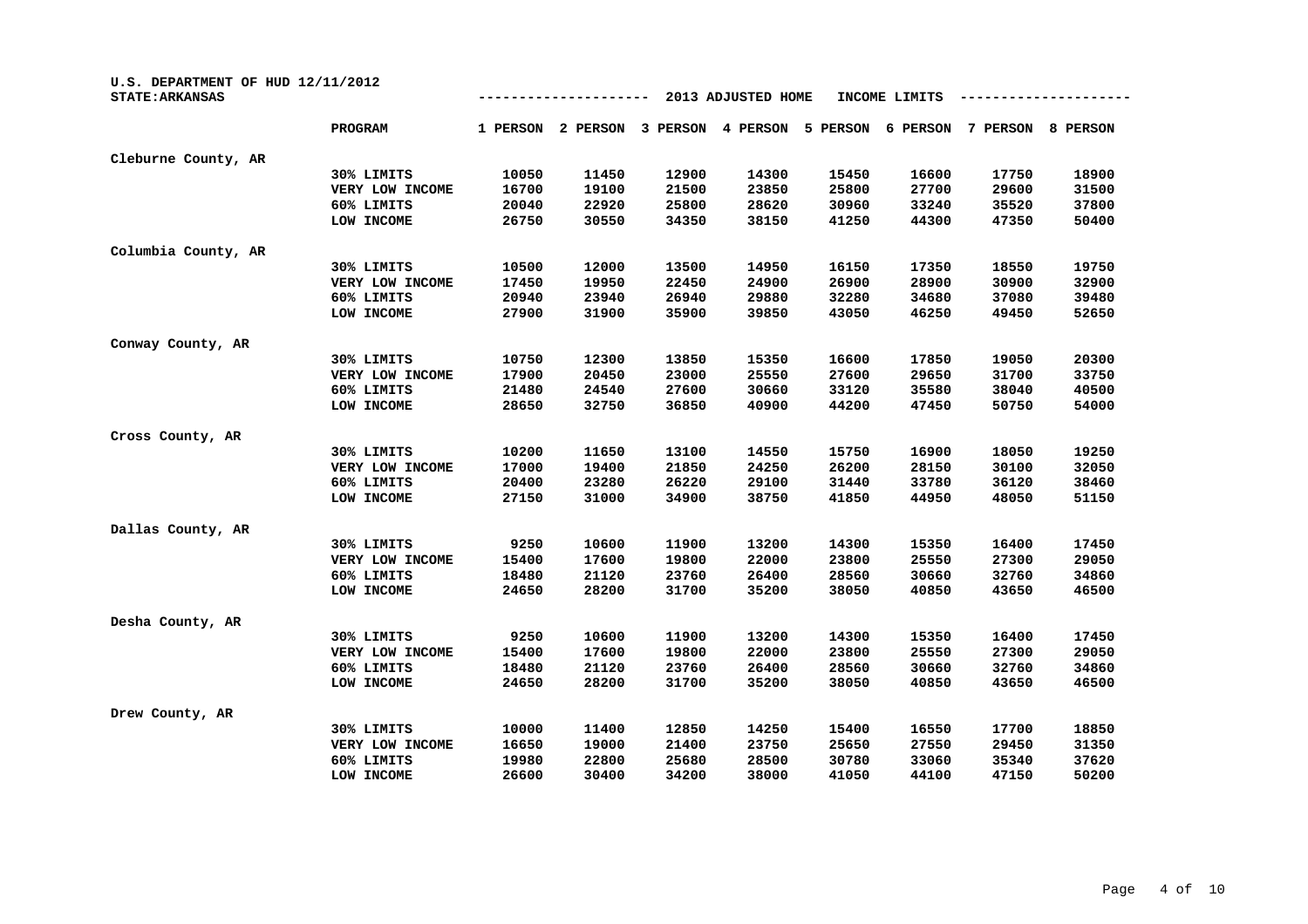U.S. DEPARTMENT OF HUD 12/11/2012
STATE:ARKANSAS

2013 ADJUSTED HOME INCOME LIMITS

| | PROGRAM | 1 PERSON | 2 PERSON | 3 PERSON | 4 PERSON | 5 PERSON | 6 PERSON | 7 PERSON | 8 PERSON |
|---|---|---|---|---|---|---|---|---|---|
| **Cleburne County, AR** | | | | | | | | | |
| | 30% LIMITS | 10050 | 11450 | 12900 | 14300 | 15450 | 16600 | 17750 | 18900 |
| | VERY LOW INCOME | 16700 | 19100 | 21500 | 23850 | 25800 | 27700 | 29600 | 31500 |
| | 60% LIMITS | 20040 | 22920 | 25800 | 28620 | 30960 | 33240 | 35520 | 37800 |
| | LOW INCOME | 26750 | 30550 | 34350 | 38150 | 41250 | 44300 | 47350 | 50400 |
| **Columbia County, AR** | | | | | | | | | |
| | 30% LIMITS | 10500 | 12000 | 13500 | 14950 | 16150 | 17350 | 18550 | 19750 |
| | VERY LOW INCOME | 17450 | 19950 | 22450 | 24900 | 26900 | 28900 | 30900 | 32900 |
| | 60% LIMITS | 20940 | 23940 | 26940 | 29880 | 32280 | 34680 | 37080 | 39480 |
| | LOW INCOME | 27900 | 31900 | 35900 | 39850 | 43050 | 46250 | 49450 | 52650 |
| **Conway County, AR** | | | | | | | | | |
| | 30% LIMITS | 10750 | 12300 | 13850 | 15350 | 16600 | 17850 | 19050 | 20300 |
| | VERY LOW INCOME | 17900 | 20450 | 23000 | 25550 | 27600 | 29650 | 31700 | 33750 |
| | 60% LIMITS | 21480 | 24540 | 27600 | 30660 | 33120 | 35580 | 38040 | 40500 |
| | LOW INCOME | 28650 | 32750 | 36850 | 40900 | 44200 | 47450 | 50750 | 54000 |
| **Cross County, AR** | | | | | | | | | |
| | 30% LIMITS | 10200 | 11650 | 13100 | 14550 | 15750 | 16900 | 18050 | 19250 |
| | VERY LOW INCOME | 17000 | 19400 | 21850 | 24250 | 26200 | 28150 | 30100 | 32050 |
| | 60% LIMITS | 20400 | 23280 | 26220 | 29100 | 31440 | 33780 | 36120 | 38460 |
| | LOW INCOME | 27150 | 31000 | 34900 | 38750 | 41850 | 44950 | 48050 | 51150 |
| **Dallas County, AR** | | | | | | | | | |
| | 30% LIMITS | 9250 | 10600 | 11900 | 13200 | 14300 | 15350 | 16400 | 17450 |
| | VERY LOW INCOME | 15400 | 17600 | 19800 | 22000 | 23800 | 25550 | 27300 | 29050 |
| | 60% LIMITS | 18480 | 21120 | 23760 | 26400 | 28560 | 30660 | 32760 | 34860 |
| | LOW INCOME | 24650 | 28200 | 31700 | 35200 | 38050 | 40850 | 43650 | 46500 |
| **Desha County, AR** | | | | | | | | | |
| | 30% LIMITS | 9250 | 10600 | 11900 | 13200 | 14300 | 15350 | 16400 | 17450 |
| | VERY LOW INCOME | 15400 | 17600 | 19800 | 22000 | 23800 | 25550 | 27300 | 29050 |
| | 60% LIMITS | 18480 | 21120 | 23760 | 26400 | 28560 | 30660 | 32760 | 34860 |
| | LOW INCOME | 24650 | 28200 | 31700 | 35200 | 38050 | 40850 | 43650 | 46500 |
| **Drew County, AR** | | | | | | | | | |
| | 30% LIMITS | 10000 | 11400 | 12850 | 14250 | 15400 | 16550 | 17700 | 18850 |
| | VERY LOW INCOME | 16650 | 19000 | 21400 | 23750 | 25650 | 27550 | 29450 | 31350 |
| | 60% LIMITS | 19980 | 22800 | 25680 | 28500 | 30780 | 33060 | 35340 | 37620 |
| | LOW INCOME | 26600 | 30400 | 34200 | 38000 | 41050 | 44100 | 47150 | 50200 |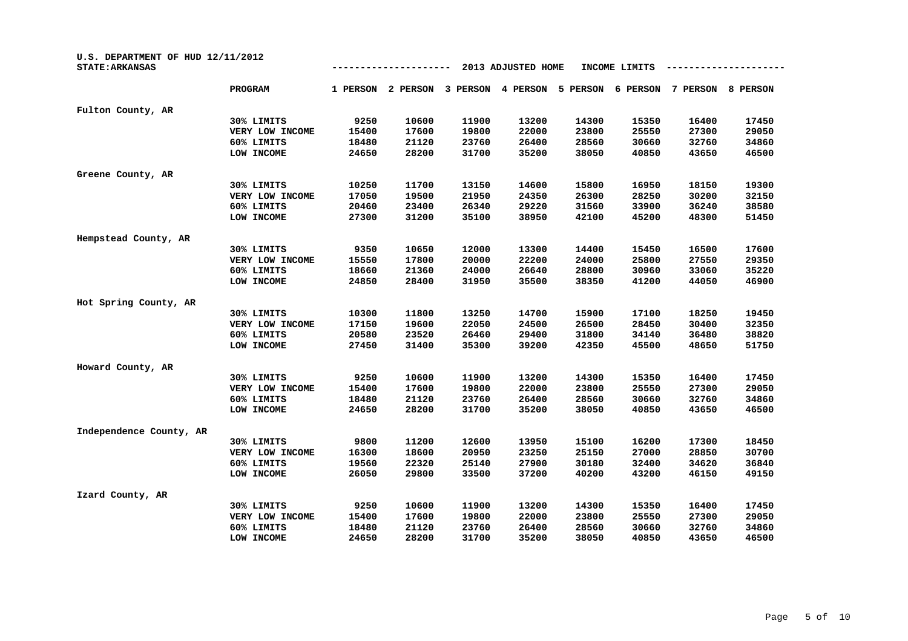U.S. DEPARTMENT OF HUD 12/11/2012

STATE:ARKANSAS

## 2013 ADJUSTED HOME INCOME LIMITS

| | PROGRAM | 1 PERSON | 2 PERSON | 3 PERSON | 4 PERSON | 5 PERSON | 6 PERSON | 7 PERSON | 8 PERSON |
|---|---|---|---|---|---|---|---|---|---|
| Fulton County, AR | | | | | | | | | |
| | 30% LIMITS | 9250 | 10600 | 11900 | 13200 | 14300 | 15350 | 16400 | 17450 |
| | VERY LOW INCOME | 15400 | 17600 | 19800 | 22000 | 23800 | 25550 | 27300 | 29050 |
| | 60% LIMITS | 18480 | 21120 | 23760 | 26400 | 28560 | 30660 | 32760 | 34860 |
| | LOW INCOME | 24650 | 28200 | 31700 | 35200 | 38050 | 40850 | 43650 | 46500 |
| Greene County, AR | | | | | | | | | |
| | 30% LIMITS | 10250 | 11700 | 13150 | 14600 | 15800 | 16950 | 18150 | 19300 |
| | VERY LOW INCOME | 17050 | 19500 | 21950 | 24350 | 26300 | 28250 | 30200 | 32150 |
| | 60% LIMITS | 20460 | 23400 | 26340 | 29220 | 31560 | 33900 | 36240 | 38580 |
| | LOW INCOME | 27300 | 31200 | 35100 | 38950 | 42100 | 45200 | 48300 | 51450 |
| Hempstead County, AR | | | | | | | | | |
| | 30% LIMITS | 9350 | 10650 | 12000 | 13300 | 14400 | 15450 | 16500 | 17600 |
| | VERY LOW INCOME | 15550 | 17800 | 20000 | 22200 | 24000 | 25800 | 27550 | 29350 |
| | 60% LIMITS | 18660 | 21360 | 24000 | 26640 | 28800 | 30960 | 33060 | 35220 |
| | LOW INCOME | 24850 | 28400 | 31950 | 35500 | 38350 | 41200 | 44050 | 46900 |
| Hot Spring County, AR | | | | | | | | | |
| | 30% LIMITS | 10300 | 11800 | 13250 | 14700 | 15900 | 17100 | 18250 | 19450 |
| | VERY LOW INCOME | 17150 | 19600 | 22050 | 24500 | 26500 | 28450 | 30400 | 32350 |
| | 60% LIMITS | 20580 | 23520 | 26460 | 29400 | 31800 | 34140 | 36480 | 38820 |
| | LOW INCOME | 27450 | 31400 | 35300 | 39200 | 42350 | 45500 | 48650 | 51750 |
| Howard County, AR | | | | | | | | | |
| | 30% LIMITS | 9250 | 10600 | 11900 | 13200 | 14300 | 15350 | 16400 | 17450 |
| | VERY LOW INCOME | 15400 | 17600 | 19800 | 22000 | 23800 | 25550 | 27300 | 29050 |
| | 60% LIMITS | 18480 | 21120 | 23760 | 26400 | 28560 | 30660 | 32760 | 34860 |
| | LOW INCOME | 24650 | 28200 | 31700 | 35200 | 38050 | 40850 | 43650 | 46500 |
| Independence County, AR | | | | | | | | | |
| | 30% LIMITS | 9800 | 11200 | 12600 | 13950 | 15100 | 16200 | 17300 | 18450 |
| | VERY LOW INCOME | 16300 | 18600 | 20950 | 23250 | 25150 | 27000 | 28850 | 30700 |
| | 60% LIMITS | 19560 | 22320 | 25140 | 27900 | 30180 | 32400 | 34620 | 36840 |
| | LOW INCOME | 26050 | 29800 | 33500 | 37200 | 40200 | 43200 | 46150 | 49150 |
| Izard County, AR | | | | | | | | | |
| | 30% LIMITS | 9250 | 10600 | 11900 | 13200 | 14300 | 15350 | 16400 | 17450 |
| | VERY LOW INCOME | 15400 | 17600 | 19800 | 22000 | 23800 | 25550 | 27300 | 29050 |
| | 60% LIMITS | 18480 | 21120 | 23760 | 26400 | 28560 | 30660 | 32760 | 34860 |
| | LOW INCOME | 24650 | 28200 | 31700 | 35200 | 38050 | 40850 | 43650 | 46500 |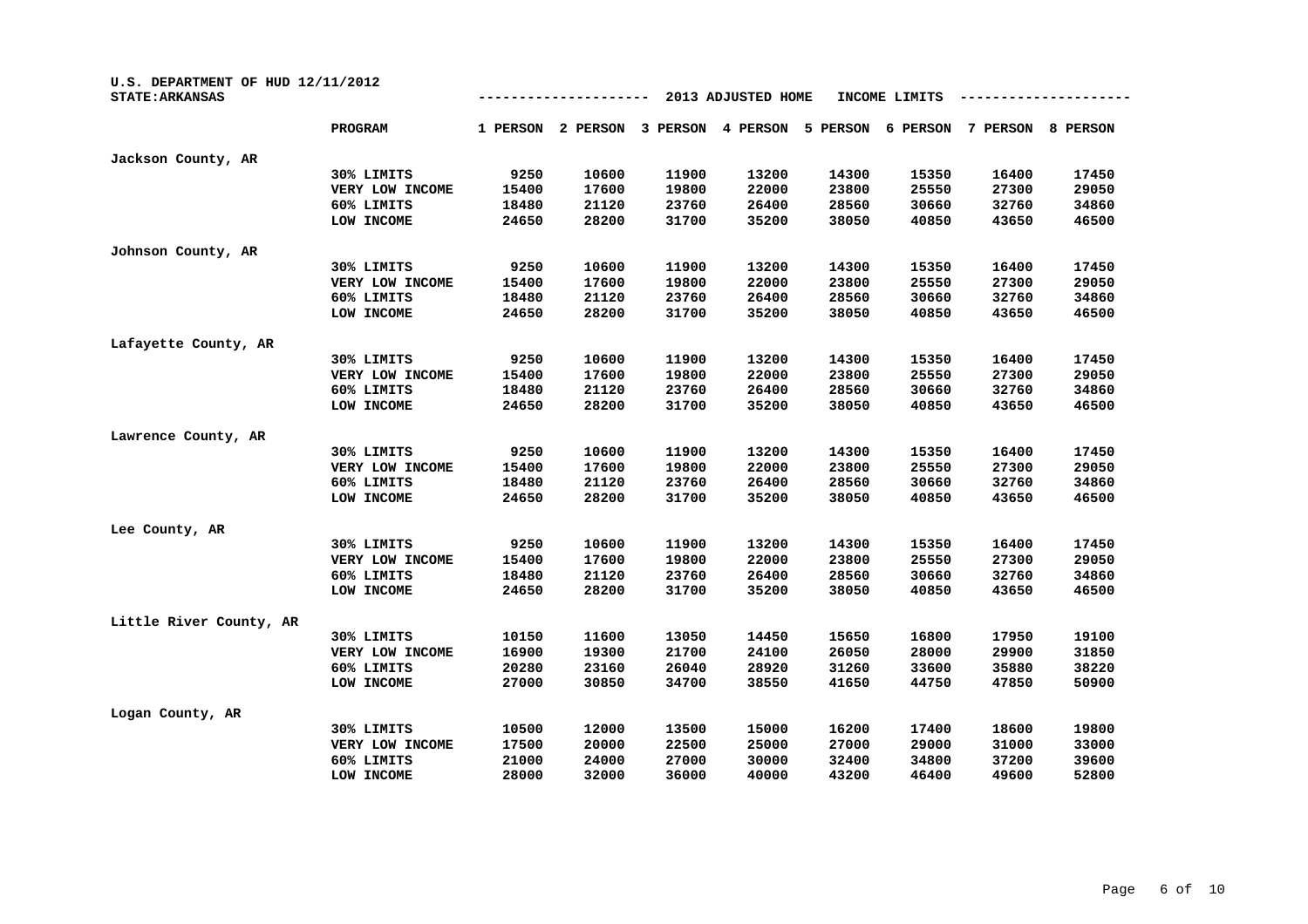U.S. DEPARTMENT OF HUD 12/11/2012
STATE:ARKANSAS

## 2013 ADJUSTED HOME INCOME LIMITS

| | PROGRAM | 1 PERSON | 2 PERSON | 3 PERSON | 4 PERSON | 5 PERSON | 6 PERSON | 7 PERSON | 8 PERSON |
|---|---|---|---|---|---|---|---|---|---|
| **Jackson County, AR** | | | | | | | | | |
| | 30% LIMITS | 9250 | 10600 | 11900 | 13200 | 14300 | 15350 | 16400 | 17450 |
| | VERY LOW INCOME | 15400 | 17600 | 19800 | 22000 | 23800 | 25550 | 27300 | 29050 |
| | 60% LIMITS | 18480 | 21120 | 23760 | 26400 | 28560 | 30660 | 32760 | 34860 |
| | LOW INCOME | 24650 | 28200 | 31700 | 35200 | 38050 | 40850 | 43650 | 46500 |
| **Johnson County, AR** | | | | | | | | | |
| | 30% LIMITS | 9250 | 10600 | 11900 | 13200 | 14300 | 15350 | 16400 | 17450 |
| | VERY LOW INCOME | 15400 | 17600 | 19800 | 22000 | 23800 | 25550 | 27300 | 29050 |
| | 60% LIMITS | 18480 | 21120 | 23760 | 26400 | 28560 | 30660 | 32760 | 34860 |
| | LOW INCOME | 24650 | 28200 | 31700 | 35200 | 38050 | 40850 | 43650 | 46500 |
| **Lafayette County, AR** | | | | | | | | | |
| | 30% LIMITS | 9250 | 10600 | 11900 | 13200 | 14300 | 15350 | 16400 | 17450 |
| | VERY LOW INCOME | 15400 | 17600 | 19800 | 22000 | 23800 | 25550 | 27300 | 29050 |
| | 60% LIMITS | 18480 | 21120 | 23760 | 26400 | 28560 | 30660 | 32760 | 34860 |
| | LOW INCOME | 24650 | 28200 | 31700 | 35200 | 38050 | 40850 | 43650 | 46500 |
| **Lawrence County, AR** | | | | | | | | | |
| | 30% LIMITS | 9250 | 10600 | 11900 | 13200 | 14300 | 15350 | 16400 | 17450 |
| | VERY LOW INCOME | 15400 | 17600 | 19800 | 22000 | 23800 | 25550 | 27300 | 29050 |
| | 60% LIMITS | 18480 | 21120 | 23760 | 26400 | 28560 | 30660 | 32760 | 34860 |
| | LOW INCOME | 24650 | 28200 | 31700 | 35200 | 38050 | 40850 | 43650 | 46500 |
| **Lee County, AR** | | | | | | | | | |
| | 30% LIMITS | 9250 | 10600 | 11900 | 13200 | 14300 | 15350 | 16400 | 17450 |
| | VERY LOW INCOME | 15400 | 17600 | 19800 | 22000 | 23800 | 25550 | 27300 | 29050 |
| | 60% LIMITS | 18480 | 21120 | 23760 | 26400 | 28560 | 30660 | 32760 | 34860 |
| | LOW INCOME | 24650 | 28200 | 31700 | 35200 | 38050 | 40850 | 43650 | 46500 |
| **Little River County, AR** | | | | | | | | | |
| | 30% LIMITS | 10150 | 11600 | 13050 | 14450 | 15650 | 16800 | 17950 | 19100 |
| | VERY LOW INCOME | 16900 | 19300 | 21700 | 24100 | 26050 | 28000 | 29900 | 31850 |
| | 60% LIMITS | 20280 | 23160 | 26040 | 28920 | 31260 | 33600 | 35880 | 38220 |
| | LOW INCOME | 27000 | 30850 | 34700 | 38550 | 41650 | 44750 | 47850 | 50900 |
| **Logan County, AR** | | | | | | | | | |
| | 30% LIMITS | 10500 | 12000 | 13500 | 15000 | 16200 | 17400 | 18600 | 19800 |
| | VERY LOW INCOME | 17500 | 20000 | 22500 | 25000 | 27000 | 29000 | 31000 | 33000 |
| | 60% LIMITS | 21000 | 24000 | 27000 | 30000 | 32400 | 34800 | 37200 | 39600 |
| | LOW INCOME | 28000 | 32000 | 36000 | 40000 | 43200 | 46400 | 49600 | 52800 |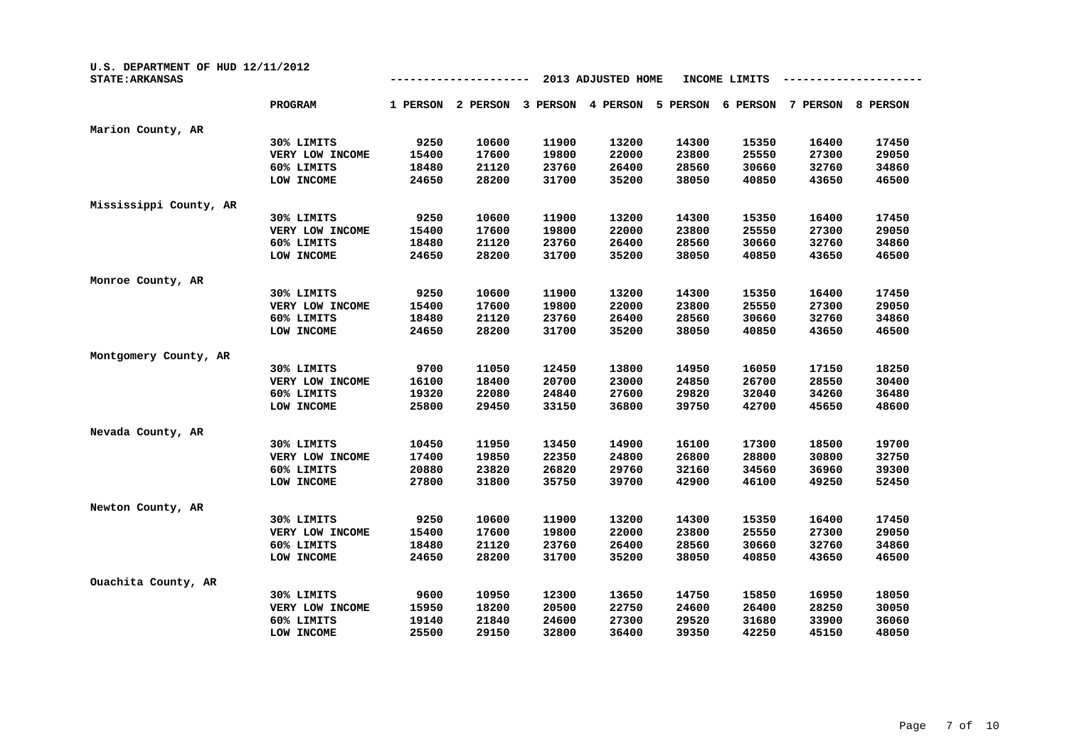U.S. DEPARTMENT OF HUD 12/11/2012

STATE:ARKANSAS

2013 ADJUSTED HOME INCOME LIMITS

| | PROGRAM | 1 PERSON | 2 PERSON | 3 PERSON | 4 PERSON | 5 PERSON | 6 PERSON | 7 PERSON | 8 PERSON |
|---|---|---|---|---|---|---|---|---|---|
| Marion County, AR | | | | | | | | | |
| | 30% LIMITS | 9250 | 10600 | 11900 | 13200 | 14300 | 15350 | 16400 | 17450 |
| | VERY LOW INCOME | 15400 | 17600 | 19800 | 22000 | 23800 | 25550 | 27300 | 29050 |
| | 60% LIMITS | 18480 | 21120 | 23760 | 26400 | 28560 | 30660 | 32760 | 34860 |
| | LOW INCOME | 24650 | 28200 | 31700 | 35200 | 38050 | 40850 | 43650 | 46500 |
| Mississippi County, AR | | | | | | | | | |
| | 30% LIMITS | 9250 | 10600 | 11900 | 13200 | 14300 | 15350 | 16400 | 17450 |
| | VERY LOW INCOME | 15400 | 17600 | 19800 | 22000 | 23800 | 25550 | 27300 | 29050 |
| | 60% LIMITS | 18480 | 21120 | 23760 | 26400 | 28560 | 30660 | 32760 | 34860 |
| | LOW INCOME | 24650 | 28200 | 31700 | 35200 | 38050 | 40850 | 43650 | 46500 |
| Monroe County, AR | | | | | | | | | |
| | 30% LIMITS | 9250 | 10600 | 11900 | 13200 | 14300 | 15350 | 16400 | 17450 |
| | VERY LOW INCOME | 15400 | 17600 | 19800 | 22000 | 23800 | 25550 | 27300 | 29050 |
| | 60% LIMITS | 18480 | 21120 | 23760 | 26400 | 28560 | 30660 | 32760 | 34860 |
| | LOW INCOME | 24650 | 28200 | 31700 | 35200 | 38050 | 40850 | 43650 | 46500 |
| Montgomery County, AR | | | | | | | | | |
| | 30% LIMITS | 9700 | 11050 | 12450 | 13800 | 14950 | 16050 | 17150 | 18250 |
| | VERY LOW INCOME | 16100 | 18400 | 20700 | 23000 | 24850 | 26700 | 28550 | 30400 |
| | 60% LIMITS | 19320 | 22080 | 24840 | 27600 | 29820 | 32040 | 34260 | 36480 |
| | LOW INCOME | 25800 | 29450 | 33150 | 36800 | 39750 | 42700 | 45650 | 48600 |
| Nevada County, AR | | | | | | | | | |
| | 30% LIMITS | 10450 | 11950 | 13450 | 14900 | 16100 | 17300 | 18500 | 19700 |
| | VERY LOW INCOME | 17400 | 19850 | 22350 | 24800 | 26800 | 28800 | 30800 | 32750 |
| | 60% LIMITS | 20880 | 23820 | 26820 | 29760 | 32160 | 34560 | 36960 | 39300 |
| | LOW INCOME | 27800 | 31800 | 35750 | 39700 | 42900 | 46100 | 49250 | 52450 |
| Newton County, AR | | | | | | | | | |
| | 30% LIMITS | 9250 | 10600 | 11900 | 13200 | 14300 | 15350 | 16400 | 17450 |
| | VERY LOW INCOME | 15400 | 17600 | 19800 | 22000 | 23800 | 25550 | 27300 | 29050 |
| | 60% LIMITS | 18480 | 21120 | 23760 | 26400 | 28560 | 30660 | 32760 | 34860 |
| | LOW INCOME | 24650 | 28200 | 31700 | 35200 | 38050 | 40850 | 43650 | 46500 |
| Ouachita County, AR | | | | | | | | | |
| | 30% LIMITS | 9600 | 10950 | 12300 | 13650 | 14750 | 15850 | 16950 | 18050 |
| | VERY LOW INCOME | 15950 | 18200 | 20500 | 22750 | 24600 | 26400 | 28250 | 30050 |
| | 60% LIMITS | 19140 | 21840 | 24600 | 27300 | 29520 | 31680 | 33900 | 36060 |
| | LOW INCOME | 25500 | 29150 | 32800 | 36400 | 39350 | 42250 | 45150 | 48050 |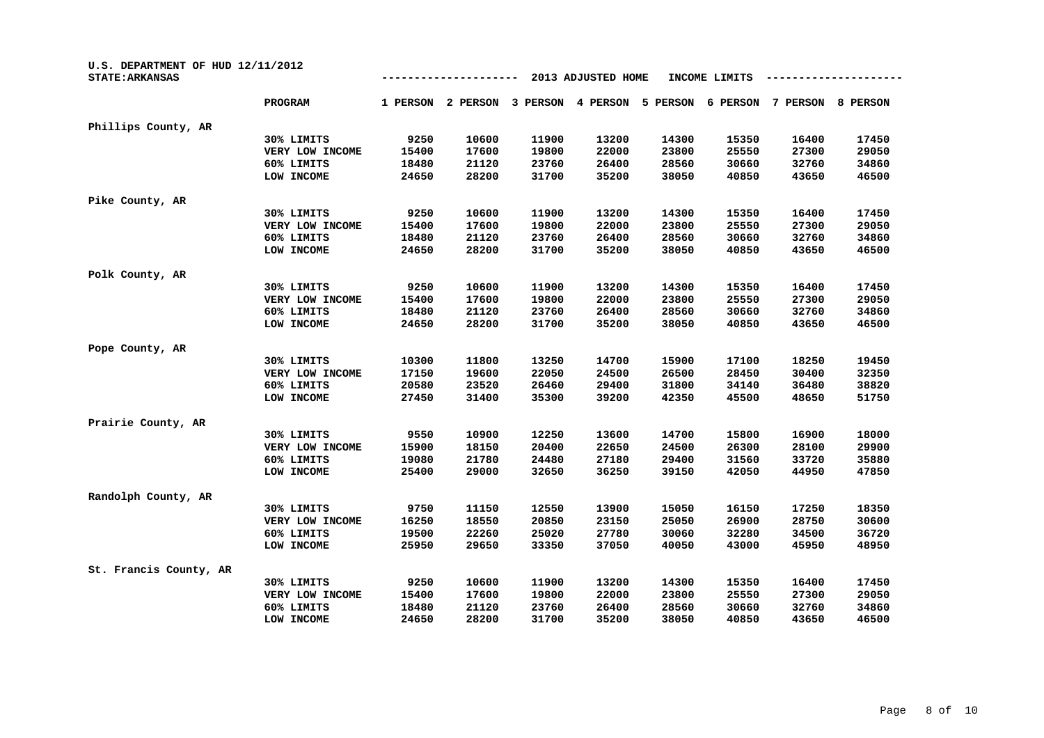U.S. DEPARTMENT OF HUD 12/11/2012

STATE: ARKANSAS

## 2013 ADJUSTED HOME INCOME LIMITS

| | PROGRAM | 1 PERSON | 2 PERSON | 3 PERSON | 4 PERSON | 5 PERSON | 6 PERSON | 7 PERSON | 8 PERSON |
|---|---|---|---|---|---|---|---|---|---|
| Phillips County, AR | | | | | | | | | |
| | 30% LIMITS | 9250 | 10600 | 11900 | 13200 | 14300 | 15350 | 16400 | 17450 |
| | VERY LOW INCOME | 15400 | 17600 | 19800 | 22000 | 23800 | 25550 | 27300 | 29050 |
| | 60% LIMITS | 18480 | 21120 | 23760 | 26400 | 28560 | 30660 | 32760 | 34860 |
| | LOW INCOME | 24650 | 28200 | 31700 | 35200 | 38050 | 40850 | 43650 | 46500 |
| Pike County, AR | | | | | | | | | |
| | 30% LIMITS | 9250 | 10600 | 11900 | 13200 | 14300 | 15350 | 16400 | 17450 |
| | VERY LOW INCOME | 15400 | 17600 | 19800 | 22000 | 23800 | 25550 | 27300 | 29050 |
| | 60% LIMITS | 18480 | 21120 | 23760 | 26400 | 28560 | 30660 | 32760 | 34860 |
| | LOW INCOME | 24650 | 28200 | 31700 | 35200 | 38050 | 40850 | 43650 | 46500 |
| Polk County, AR | | | | | | | | | |
| | 30% LIMITS | 9250 | 10600 | 11900 | 13200 | 14300 | 15350 | 16400 | 17450 |
| | VERY LOW INCOME | 15400 | 17600 | 19800 | 22000 | 23800 | 25550 | 27300 | 29050 |
| | 60% LIMITS | 18480 | 21120 | 23760 | 26400 | 28560 | 30660 | 32760 | 34860 |
| | LOW INCOME | 24650 | 28200 | 31700 | 35200 | 38050 | 40850 | 43650 | 46500 |
| Pope County, AR | | | | | | | | | |
| | 30% LIMITS | 10300 | 11800 | 13250 | 14700 | 15900 | 17100 | 18250 | 19450 |
| | VERY LOW INCOME | 17150 | 19600 | 22050 | 24500 | 26500 | 28450 | 30400 | 32350 |
| | 60% LIMITS | 20580 | 23520 | 26460 | 29400 | 31800 | 34140 | 36480 | 38820 |
| | LOW INCOME | 27450 | 31400 | 35300 | 39200 | 42350 | 45500 | 48650 | 51750 |
| Prairie County, AR | | | | | | | | | |
| | 30% LIMITS | 9550 | 10900 | 12250 | 13600 | 14700 | 15800 | 16900 | 18000 |
| | VERY LOW INCOME | 15900 | 18150 | 20400 | 22650 | 24500 | 26300 | 28100 | 29900 |
| | 60% LIMITS | 19080 | 21780 | 24480 | 27180 | 29400 | 31560 | 33720 | 35880 |
| | LOW INCOME | 25400 | 29000 | 32650 | 36250 | 39150 | 42050 | 44950 | 47850 |
| Randolph County, AR | | | | | | | | | |
| | 30% LIMITS | 9750 | 11150 | 12550 | 13900 | 15050 | 16150 | 17250 | 18350 |
| | VERY LOW INCOME | 16250 | 18550 | 20850 | 23150 | 25050 | 26900 | 28750 | 30600 |
| | 60% LIMITS | 19500 | 22260 | 25020 | 27780 | 30060 | 32280 | 34500 | 36720 |
| | LOW INCOME | 25950 | 29650 | 33350 | 37050 | 40050 | 43000 | 45950 | 48950 |
| St. Francis County, AR | | | | | | | | | |
| | 30% LIMITS | 9250 | 10600 | 11900 | 13200 | 14300 | 15350 | 16400 | 17450 |
| | VERY LOW INCOME | 15400 | 17600 | 19800 | 22000 | 23800 | 25550 | 27300 | 29050 |
| | 60% LIMITS | 18480 | 21120 | 23760 | 26400 | 28560 | 30660 | 32760 | 34860 |
| | LOW INCOME | 24650 | 28200 | 31700 | 35200 | 38050 | 40850 | 43650 | 46500 |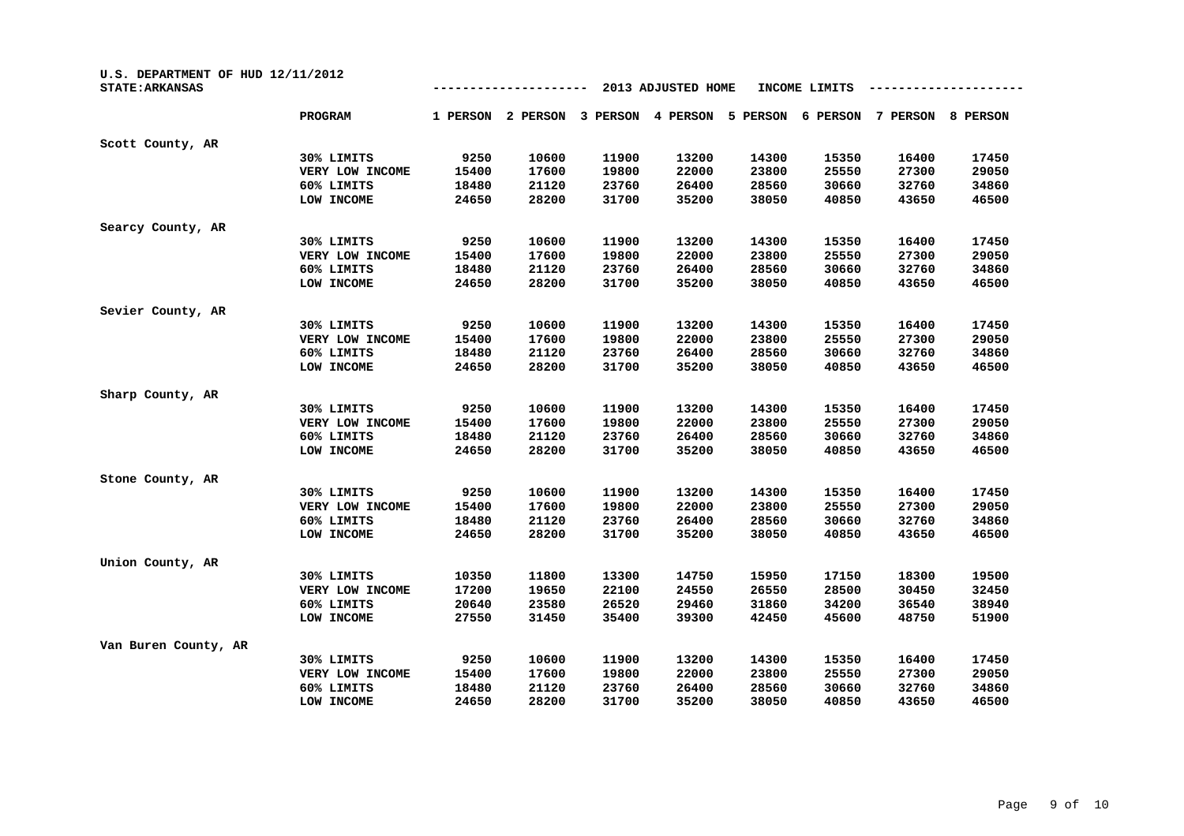U.S. DEPARTMENT OF HUD 12/11/2012
STATE: ARKANSAS

2013 ADJUSTED HOME INCOME LIMITS

| | PROGRAM | 1 PERSON | 2 PERSON | 3 PERSON | 4 PERSON | 5 PERSON | 6 PERSON | 7 PERSON | 8 PERSON |
|---|---|---|---|---|---|---|---|---|---|
| Scott County, AR | | | | | | | | | |
| | 30% LIMITS | 9250 | 10600 | 11900 | 13200 | 14300 | 15350 | 16400 | 17450 |
| | VERY LOW INCOME | 15400 | 17600 | 19800 | 22000 | 23800 | 25550 | 27300 | 29050 |
| | 60% LIMITS | 18480 | 21120 | 23760 | 26400 | 28560 | 30660 | 32760 | 34860 |
| | LOW INCOME | 24650 | 28200 | 31700 | 35200 | 38050 | 40850 | 43650 | 46500 |
| Searcy County, AR | | | | | | | | | |
| | 30% LIMITS | 9250 | 10600 | 11900 | 13200 | 14300 | 15350 | 16400 | 17450 |
| | VERY LOW INCOME | 15400 | 17600 | 19800 | 22000 | 23800 | 25550 | 27300 | 29050 |
| | 60% LIMITS | 18480 | 21120 | 23760 | 26400 | 28560 | 30660 | 32760 | 34860 |
| | LOW INCOME | 24650 | 28200 | 31700 | 35200 | 38050 | 40850 | 43650 | 46500 |
| Sevier County, AR | | | | | | | | | |
| | 30% LIMITS | 9250 | 10600 | 11900 | 13200 | 14300 | 15350 | 16400 | 17450 |
| | VERY LOW INCOME | 15400 | 17600 | 19800 | 22000 | 23800 | 25550 | 27300 | 29050 |
| | 60% LIMITS | 18480 | 21120 | 23760 | 26400 | 28560 | 30660 | 32760 | 34860 |
| | LOW INCOME | 24650 | 28200 | 31700 | 35200 | 38050 | 40850 | 43650 | 46500 |
| Sharp County, AR | | | | | | | | | |
| | 30% LIMITS | 9250 | 10600 | 11900 | 13200 | 14300 | 15350 | 16400 | 17450 |
| | VERY LOW INCOME | 15400 | 17600 | 19800 | 22000 | 23800 | 25550 | 27300 | 29050 |
| | 60% LIMITS | 18480 | 21120 | 23760 | 26400 | 28560 | 30660 | 32760 | 34860 |
| | LOW INCOME | 24650 | 28200 | 31700 | 35200 | 38050 | 40850 | 43650 | 46500 |
| Stone County, AR | | | | | | | | | |
| | 30% LIMITS | 9250 | 10600 | 11900 | 13200 | 14300 | 15350 | 16400 | 17450 |
| | VERY LOW INCOME | 15400 | 17600 | 19800 | 22000 | 23800 | 25550 | 27300 | 29050 |
| | 60% LIMITS | 18480 | 21120 | 23760 | 26400 | 28560 | 30660 | 32760 | 34860 |
| | LOW INCOME | 24650 | 28200 | 31700 | 35200 | 38050 | 40850 | 43650 | 46500 |
| Union County, AR | | | | | | | | | |
| | 30% LIMITS | 10350 | 11800 | 13300 | 14750 | 15950 | 17150 | 18300 | 19500 |
| | VERY LOW INCOME | 17200 | 19650 | 22100 | 24550 | 26550 | 28500 | 30450 | 32450 |
| | 60% LIMITS | 20640 | 23580 | 26520 | 29460 | 31860 | 34200 | 36540 | 38940 |
| | LOW INCOME | 27550 | 31450 | 35400 | 39300 | 42450 | 45600 | 48750 | 51900 |
| Van Buren County, AR | | | | | | | | | |
| | 30% LIMITS | 9250 | 10600 | 11900 | 13200 | 14300 | 15350 | 16400 | 17450 |
| | VERY LOW INCOME | 15400 | 17600 | 19800 | 22000 | 23800 | 25550 | 27300 | 29050 |
| | 60% LIMITS | 18480 | 21120 | 23760 | 26400 | 28560 | 30660 | 32760 | 34860 |
| | LOW INCOME | 24650 | 28200 | 31700 | 35200 | 38050 | 40850 | 43650 | 46500 |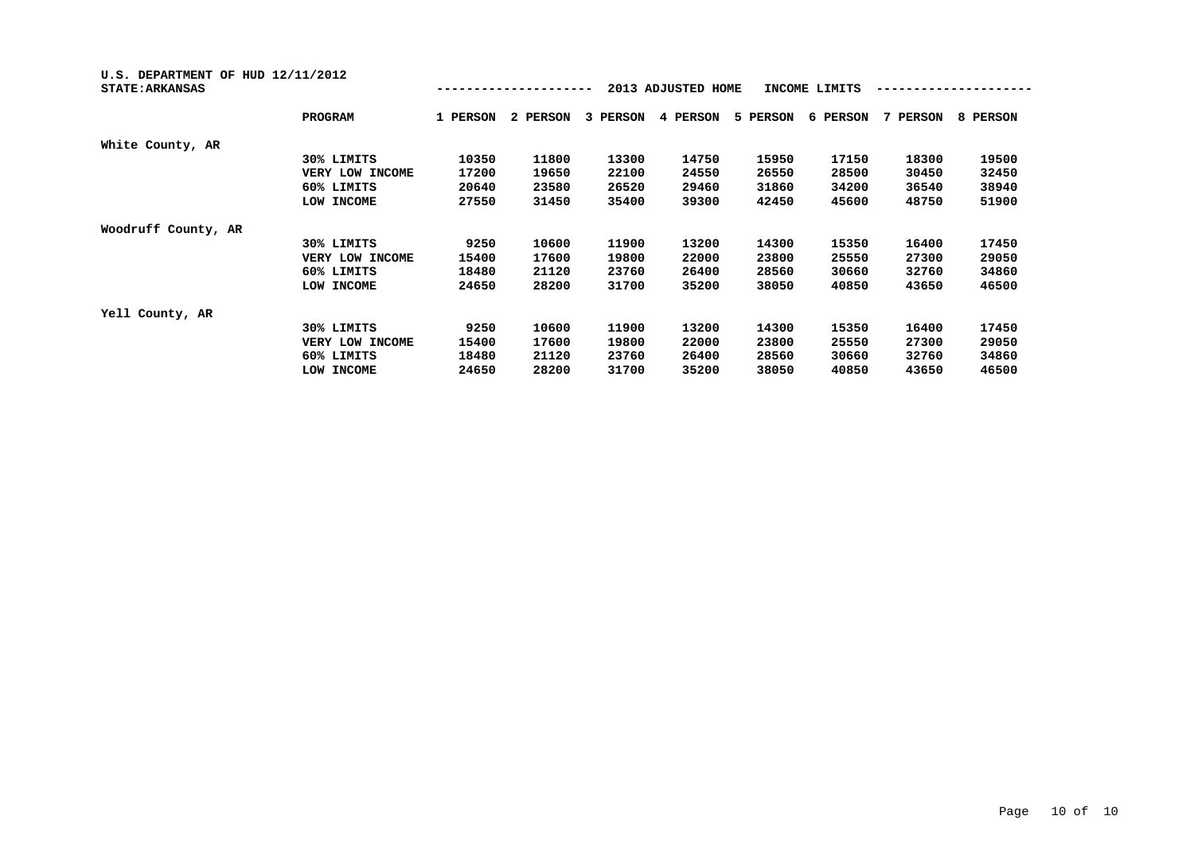U.S. DEPARTMENT OF HUD 12/11/2012
STATE:ARKANSAS

## 2013 ADJUSTED HOME INCOME LIMITS

| | PROGRAM | 1 PERSON | 2 PERSON | 3 PERSON | 4 PERSON | 5 PERSON | 6 PERSON | 7 PERSON | 8 PERSON |
|---|---|---|---|---|---|---|---|---|---|
| White County, AR | | | | | | | | | |
| | 30% LIMITS | 10350 | 11800 | 13300 | 14750 | 15950 | 17150 | 18300 | 19500 |
| | VERY LOW INCOME | 17200 | 19650 | 22100 | 24550 | 26550 | 28500 | 30450 | 32450 |
| | 60% LIMITS | 20640 | 23580 | 26520 | 29460 | 31860 | 34200 | 36540 | 38940 |
| | LOW INCOME | 27550 | 31450 | 35400 | 39300 | 42450 | 45600 | 48750 | 51900 |
| Woodruff County, AR | | | | | | | | | |
| | 30% LIMITS | 9250 | 10600 | 11900 | 13200 | 14300 | 15350 | 16400 | 17450 |
| | VERY LOW INCOME | 15400 | 17600 | 19800 | 22000 | 23800 | 25550 | 27300 | 29050 |
| | 60% LIMITS | 18480 | 21120 | 23760 | 26400 | 28560 | 30660 | 32760 | 34860 |
| | LOW INCOME | 24650 | 28200 | 31700 | 35200 | 38050 | 40850 | 43650 | 46500 |
| Yell County, AR | | | | | | | | | |
| | 30% LIMITS | 9250 | 10600 | 11900 | 13200 | 14300 | 15350 | 16400 | 17450 |
| | VERY LOW INCOME | 15400 | 17600 | 19800 | 22000 | 23800 | 25550 | 27300 | 29050 |
| | 60% LIMITS | 18480 | 21120 | 23760 | 26400 | 28560 | 30660 | 32760 | 34860 |
| | LOW INCOME | 24650 | 28200 | 31700 | 35200 | 38050 | 40850 | 43650 | 46500 |